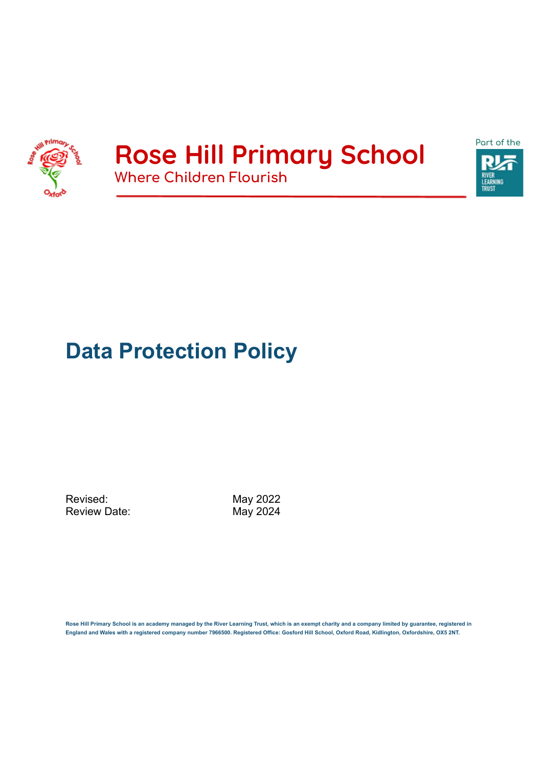# Rose Hill Primary School

Where Children Flourish

Part of the River Learning Trust

# Data Protection Policy

| | |
|---|---|
| Revised: | May 2022 |
| Review Date: | May 2024 |

**Rose Hill Primary School is an academy managed by the River Learning Trust, which is an exempt charity and a company limited by guarantee, registered in England and Wales with a registered company number 7966500. Registered Office: Gosford Hill School, Oxford Road, Kidlington, Oxfordshire, OX5 2NT.**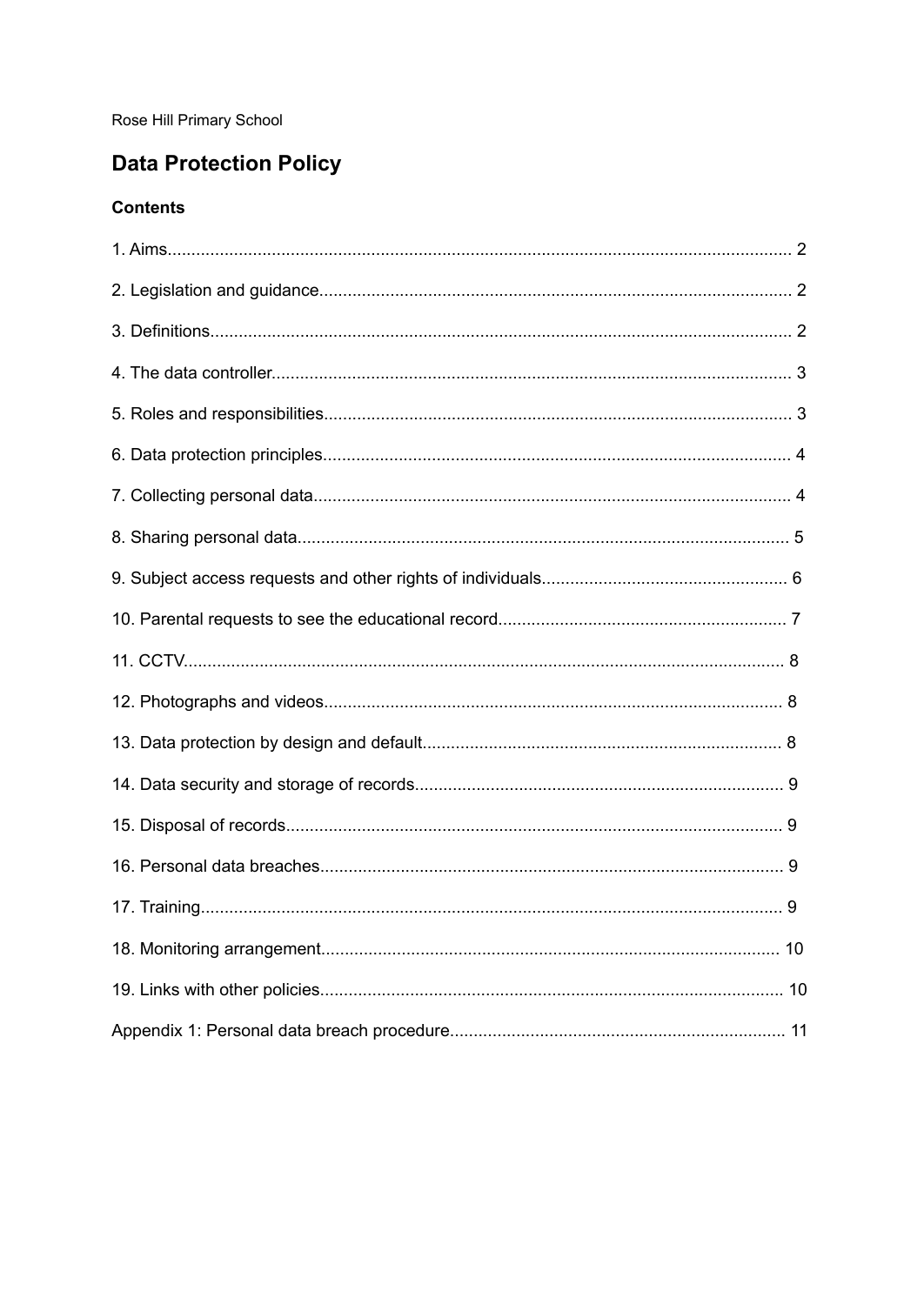Rose Hill Primary School

# Data Protection Policy

**Contents**

1. Aims...................................................................................................................... 2

2. Legislation and guidance..................................................................................... 2

3. Definitions............................................................................................................ 2

4. The data controller............................................................................................... 3

5. Roles and responsibilities.................................................................................... 3

6. Data protection principles.................................................................................... 4

7. Collecting personal data...................................................................................... 4

8. Sharing personal data.......................................................................................... 5

9. Subject access requests and other rights of individuals...................................... 6

10. Parental requests to see the educational record................................................ 7

11. CCTV.................................................................................................................. 8

12. Photographs and videos..................................................................................... 8

13. Data protection by design and default................................................................ 8

14. Data security and storage of records.................................................................. 9

15. Disposal of records............................................................................................ 9

16. Personal data breaches..................................................................................... 9

17. Training.............................................................................................................. 9

18. Monitoring arrangement.................................................................................... 10

19. Links with other policies.................................................................................... 10

Appendix 1: Personal data breach procedure.......................................................... 11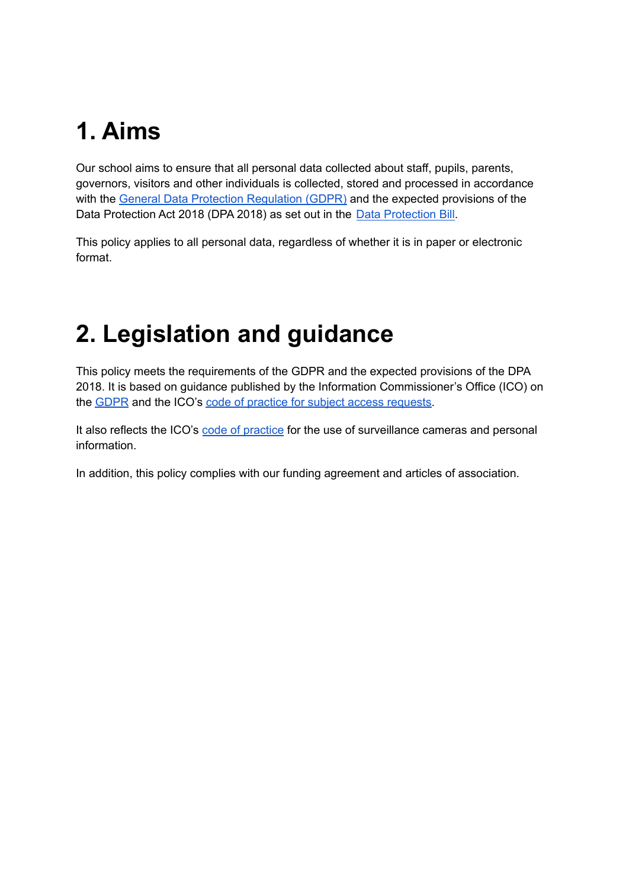# 1. Aims

Our school aims to ensure that all personal data collected about staff, pupils, parents, governors, visitors and other individuals is collected, stored and processed in accordance with the General Data Protection Regulation (GDPR) and the expected provisions of the Data Protection Act 2018 (DPA 2018) as set out in the Data Protection Bill.

This policy applies to all personal data, regardless of whether it is in paper or electronic format.

# 2. Legislation and guidance

This policy meets the requirements of the GDPR and the expected provisions of the DPA 2018. It is based on guidance published by the Information Commissioner's Office (ICO) on the GDPR and the ICO's code of practice for subject access requests.

It also reflects the ICO's code of practice for the use of surveillance cameras and personal information.

In addition, this policy complies with our funding agreement and articles of association.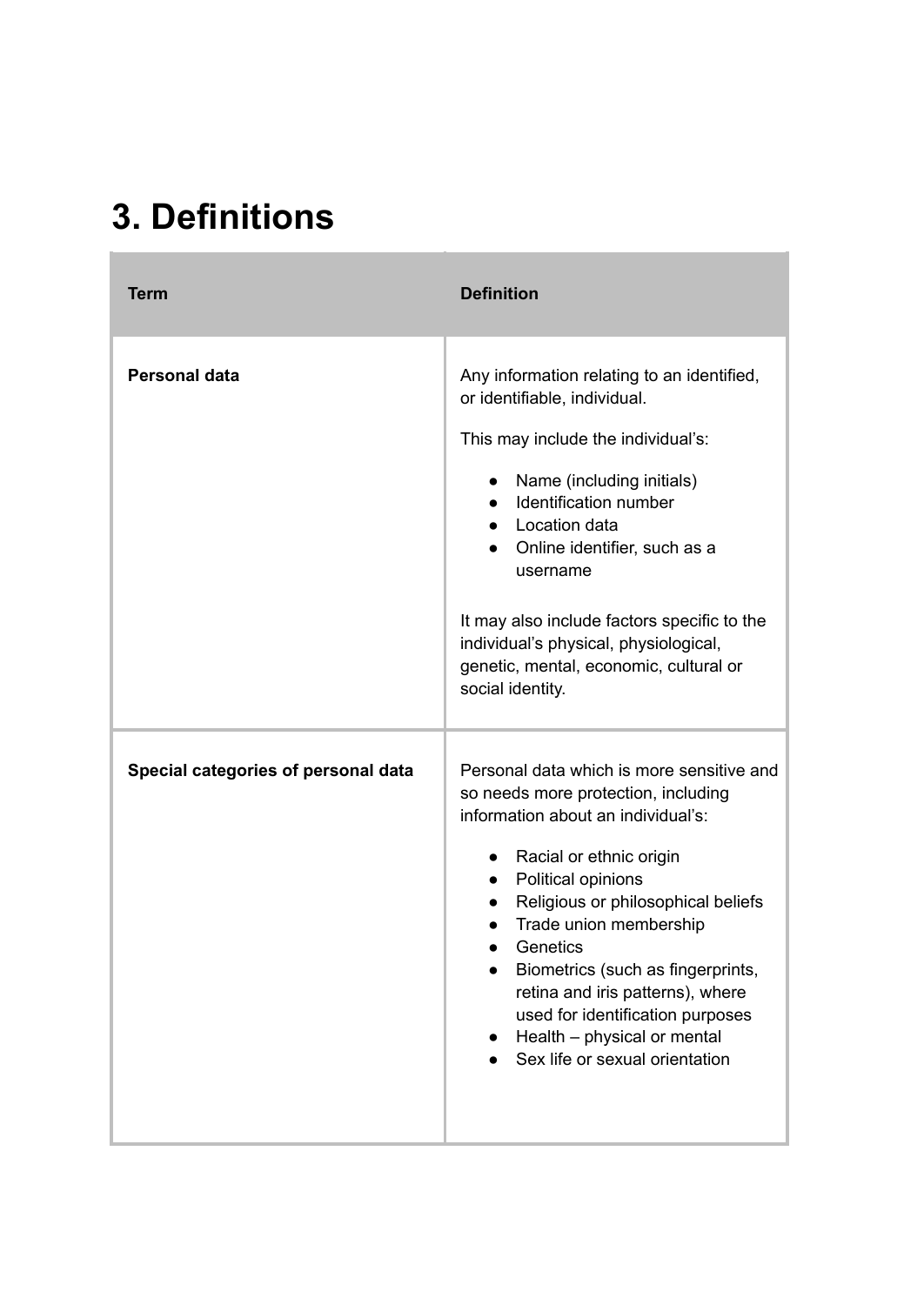# 3. Definitions

| Term | Definition |
| --- | --- |
| **Personal data** | Any information relating to an identified, or identifiable, individual.<br><br>This may include the individual's:<br><br>• Name (including initials)<br>• Identification number<br>• Location data<br>• Online identifier, such as a username<br><br>It may also include factors specific to the individual's physical, physiological, genetic, mental, economic, cultural or social identity. |
| **Special categories of personal data** | Personal data which is more sensitive and so needs more protection, including information about an individual's:<br><br>• Racial or ethnic origin<br>• Political opinions<br>• Religious or philosophical beliefs<br>• Trade union membership<br>• Genetics<br>• Biometrics (such as fingerprints, retina and iris patterns), where used for identification purposes<br>• Health – physical or mental<br>• Sex life or sexual orientation |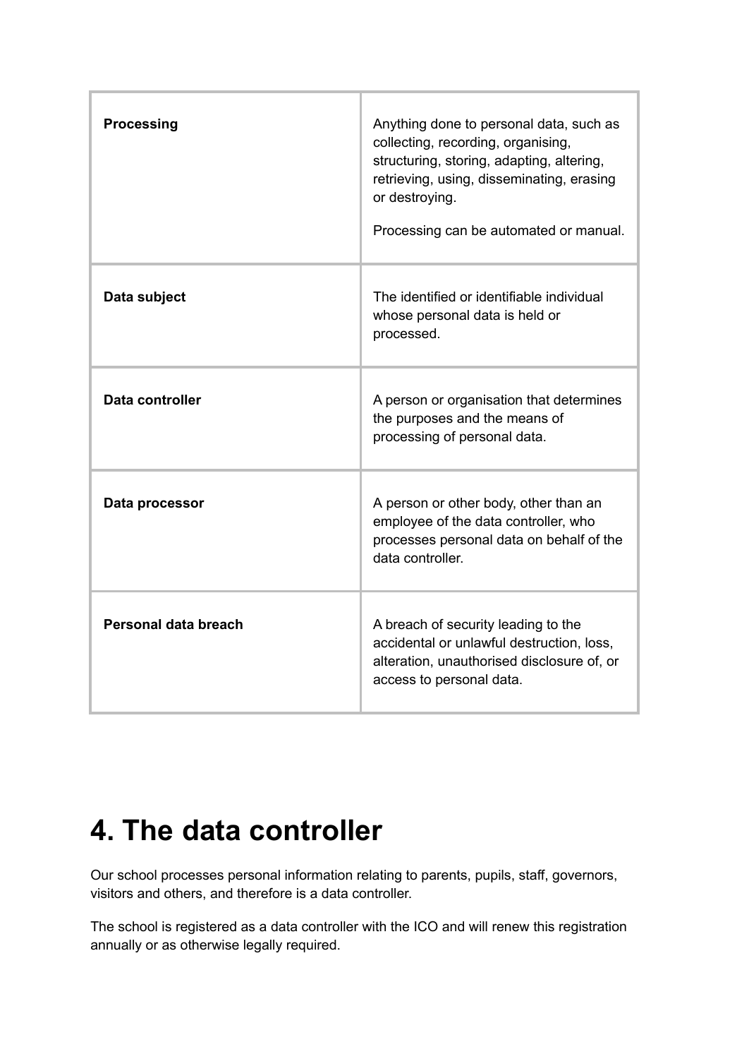| Term | Definition |
| --- | --- |
| **Processing** | Anything done to personal data, such as collecting, recording, organising, structuring, storing, adapting, altering, retrieving, using, disseminating, erasing or destroying.<br><br>Processing can be automated or manual. |
| **Data subject** | The identified or identifiable individual whose personal data is held or processed. |
| **Data controller** | A person or organisation that determines the purposes and the means of processing of personal data. |
| **Data processor** | A person or other body, other than an employee of the data controller, who processes personal data on behalf of the data controller. |
| **Personal data breach** | A breach of security leading to the accidental or unlawful destruction, loss, alteration, unauthorised disclosure of, or access to personal data. |

# 4. The data controller

Our school processes personal information relating to parents, pupils, staff, governors, visitors and others, and therefore is a data controller.

The school is registered as a data controller with the ICO and will renew this registration annually or as otherwise legally required.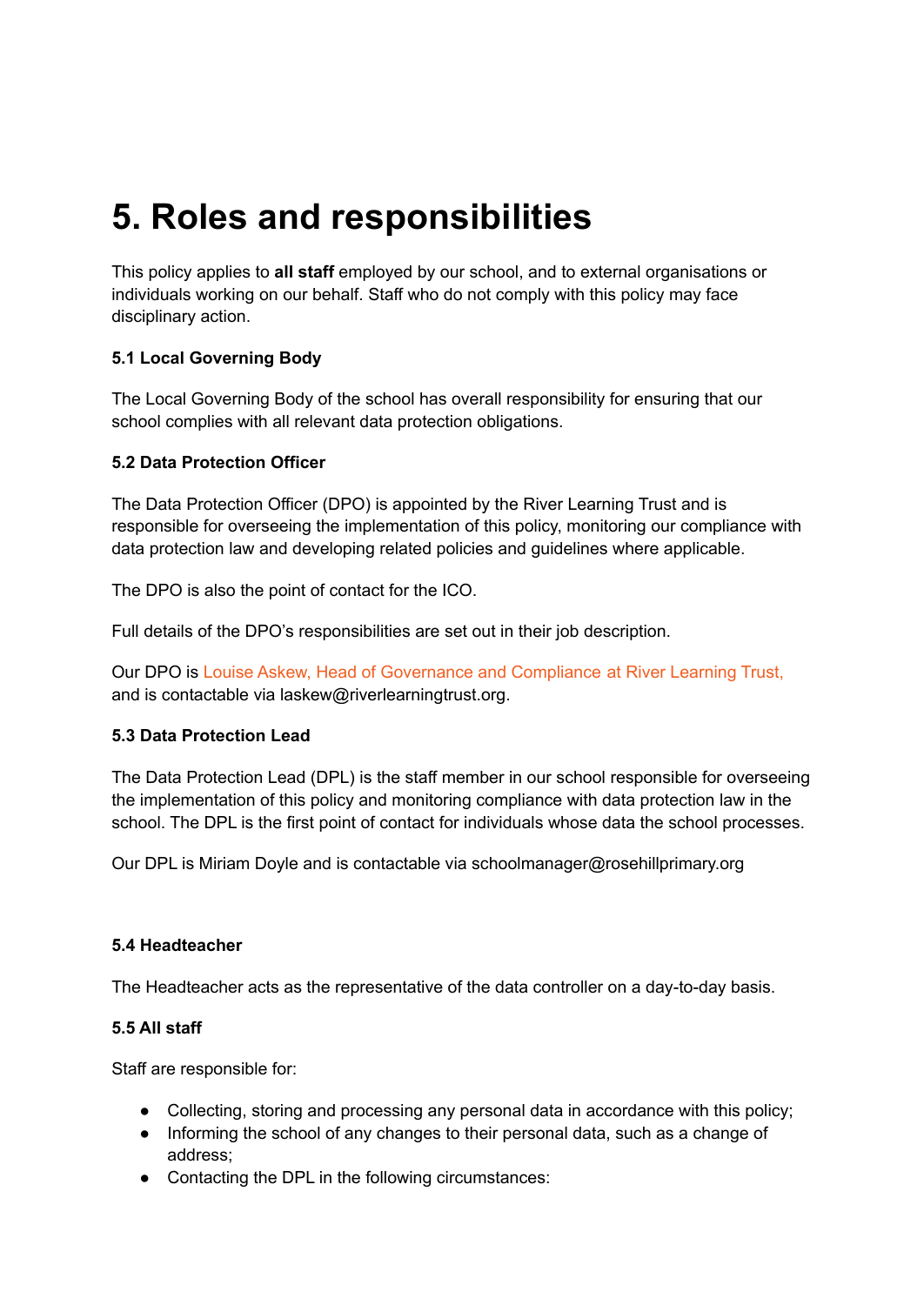# 5. Roles and responsibilities

This policy applies to **all staff** employed by our school, and to external organisations or individuals working on our behalf. Staff who do not comply with this policy may face disciplinary action.

### 5.1 Local Governing Body

The Local Governing Body of the school has overall responsibility for ensuring that our school complies with all relevant data protection obligations.

### 5.2 Data Protection Officer

The Data Protection Officer (DPO) is appointed by the River Learning Trust and is responsible for overseeing the implementation of this policy, monitoring our compliance with data protection law and developing related policies and guidelines where applicable.

The DPO is also the point of contact for the ICO.

Full details of the DPO's responsibilities are set out in their job description.

Our DPO is Louise Askew, Head of Governance and Compliance at River Learning Trust, and is contactable via laskew@riverlearningtrust.org.

### 5.3 Data Protection Lead

The Data Protection Lead (DPL) is the staff member in our school responsible for overseeing the implementation of this policy and monitoring compliance with data protection law in the school. The DPL is the first point of contact for individuals whose data the school processes.

Our DPL is Miriam Doyle and is contactable via schoolmanager@rosehillprimary.org

### 5.4 Headteacher

The Headteacher acts as the representative of the data controller on a day-to-day basis.

### 5.5 All staff

Staff are responsible for:

- Collecting, storing and processing any personal data in accordance with this policy;
- Informing the school of any changes to their personal data, such as a change of address;
- Contacting the DPL in the following circumstances: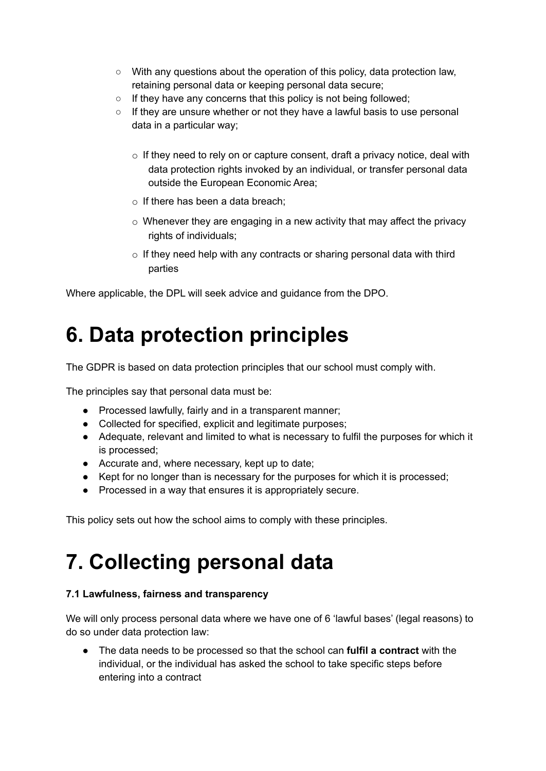- With any questions about the operation of this policy, data protection law, retaining personal data or keeping personal data secure;
- If they have any concerns that this policy is not being followed;
- If they are unsure whether or not they have a lawful basis to use personal data in a particular way;
- If they need to rely on or capture consent, draft a privacy notice, deal with data protection rights invoked by an individual, or transfer personal data outside the European Economic Area;
- If there has been a data breach;
- Whenever they are engaging in a new activity that may affect the privacy rights of individuals;
- If they need help with any contracts or sharing personal data with third parties

Where applicable, the DPL will seek advice and guidance from the DPO.

# 6. Data protection principles

The GDPR is based on data protection principles that our school must comply with.

The principles say that personal data must be:

- Processed lawfully, fairly and in a transparent manner;
- Collected for specified, explicit and legitimate purposes;
- Adequate, relevant and limited to what is necessary to fulfil the purposes for which it is processed;
- Accurate and, where necessary, kept up to date;
- Kept for no longer than is necessary for the purposes for which it is processed;
- Processed in a way that ensures it is appropriately secure.

This policy sets out how the school aims to comply with these principles.

# 7. Collecting personal data

**7.1 Lawfulness, fairness and transparency**

We will only process personal data where we have one of 6 'lawful bases' (legal reasons) to do so under data protection law:

- The data needs to be processed so that the school can **fulfil a contract** with the individual, or the individual has asked the school to take specific steps before entering into a contract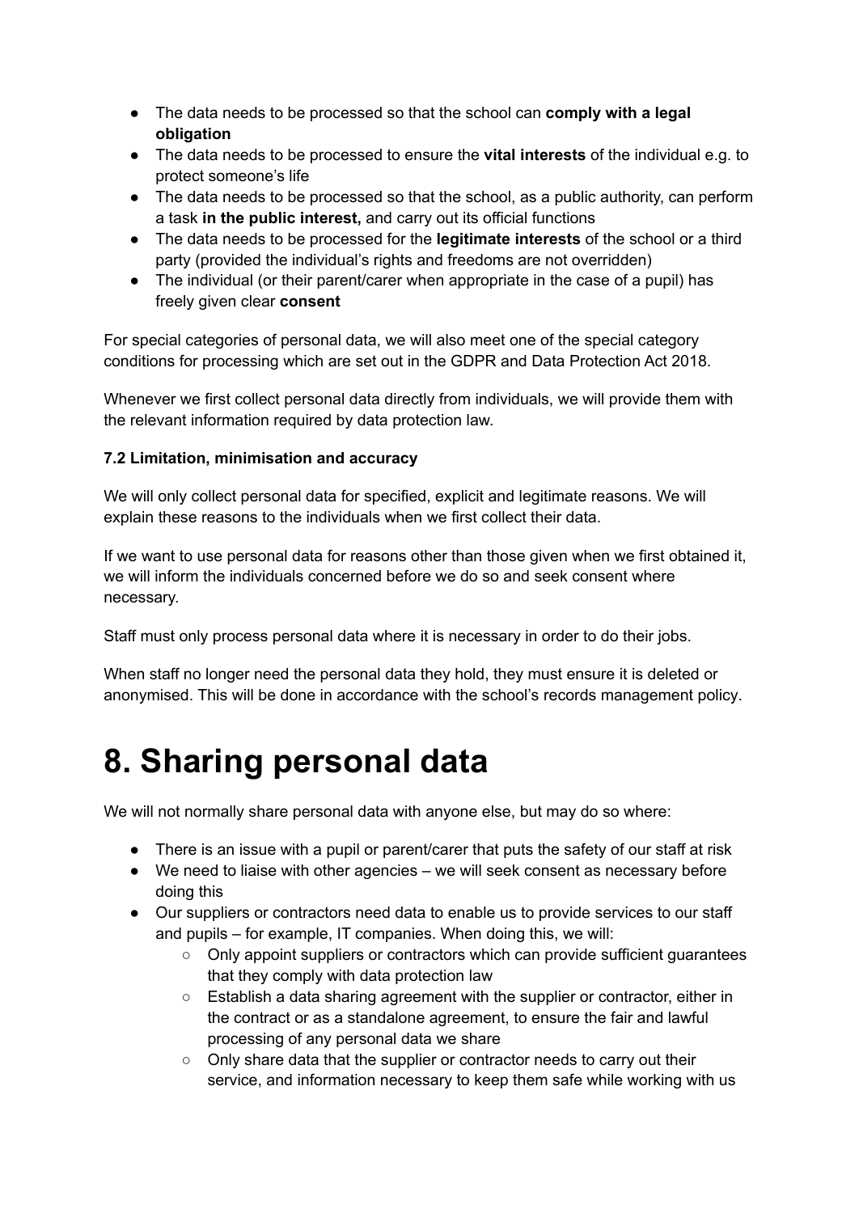- The data needs to be processed so that the school can **comply with a legal obligation**
- The data needs to be processed to ensure the **vital interests** of the individual e.g. to protect someone's life
- The data needs to be processed so that the school, as a public authority, can perform a task **in the public interest,** and carry out its official functions
- The data needs to be processed for the **legitimate interests** of the school or a third party (provided the individual's rights and freedoms are not overridden)
- The individual (or their parent/carer when appropriate in the case of a pupil) has freely given clear **consent**

For special categories of personal data, we will also meet one of the special category conditions for processing which are set out in the GDPR and Data Protection Act 2018.

Whenever we first collect personal data directly from individuals, we will provide them with the relevant information required by data protection law.

**7.2 Limitation, minimisation and accuracy**

We will only collect personal data for specified, explicit and legitimate reasons. We will explain these reasons to the individuals when we first collect their data.

If we want to use personal data for reasons other than those given when we first obtained it, we will inform the individuals concerned before we do so and seek consent where necessary.

Staff must only process personal data where it is necessary in order to do their jobs.

When staff no longer need the personal data they hold, they must ensure it is deleted or anonymised. This will be done in accordance with the school's records management policy.

# 8. Sharing personal data

We will not normally share personal data with anyone else, but may do so where:

- There is an issue with a pupil or parent/carer that puts the safety of our staff at risk
- We need to liaise with other agencies – we will seek consent as necessary before doing this
- Our suppliers or contractors need data to enable us to provide services to our staff and pupils – for example, IT companies. When doing this, we will:
  - Only appoint suppliers or contractors which can provide sufficient guarantees that they comply with data protection law
  - Establish a data sharing agreement with the supplier or contractor, either in the contract or as a standalone agreement, to ensure the fair and lawful processing of any personal data we share
  - Only share data that the supplier or contractor needs to carry out their service, and information necessary to keep them safe while working with us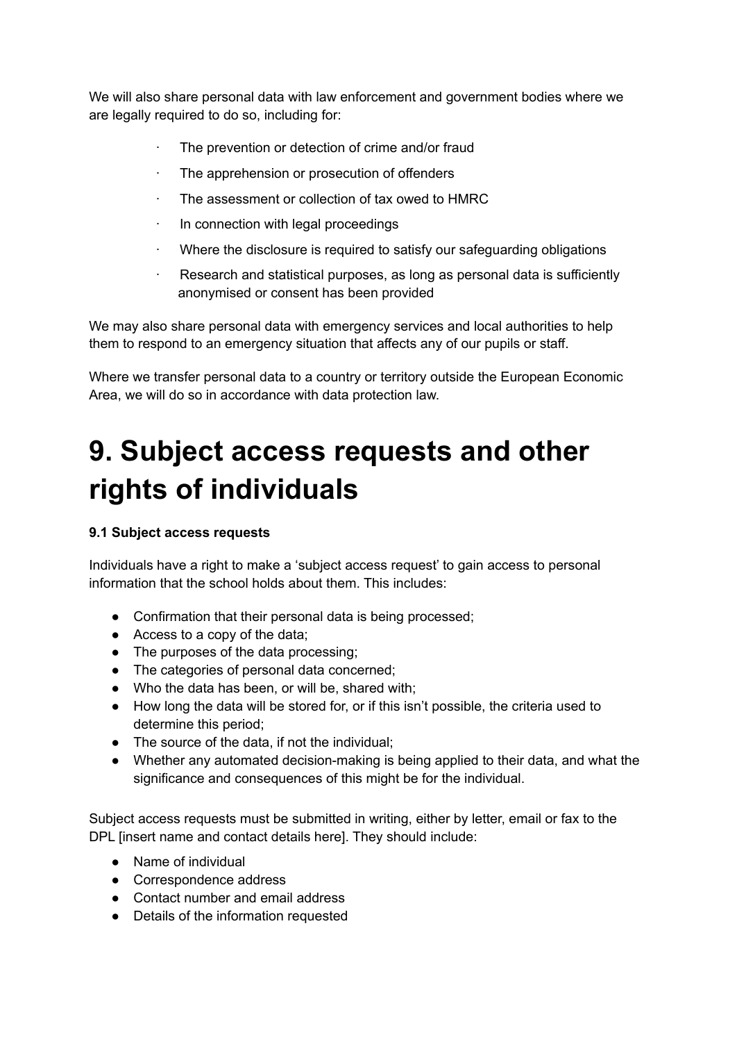We will also share personal data with law enforcement and government bodies where we are legally required to do so, including for:

- The prevention or detection of crime and/or fraud
- The apprehension or prosecution of offenders
- The assessment or collection of tax owed to HMRC
- In connection with legal proceedings
- Where the disclosure is required to satisfy our safeguarding obligations
- Research and statistical purposes, as long as personal data is sufficiently anonymised or consent has been provided

We may also share personal data with emergency services and local authorities to help them to respond to an emergency situation that affects any of our pupils or staff.

Where we transfer personal data to a country or territory outside the European Economic Area, we will do so in accordance with data protection law.

# 9. Subject access requests and other rights of individuals

**9.1 Subject access requests**

Individuals have a right to make a 'subject access request' to gain access to personal information that the school holds about them. This includes:

- Confirmation that their personal data is being processed;
- Access to a copy of the data;
- The purposes of the data processing;
- The categories of personal data concerned;
- Who the data has been, or will be, shared with;
- How long the data will be stored for, or if this isn't possible, the criteria used to determine this period;
- The source of the data, if not the individual;
- Whether any automated decision-making is being applied to their data, and what the significance and consequences of this might be for the individual.

Subject access requests must be submitted in writing, either by letter, email or fax to the DPL [insert name and contact details here]. They should include:

- Name of individual
- Correspondence address
- Contact number and email address
- Details of the information requested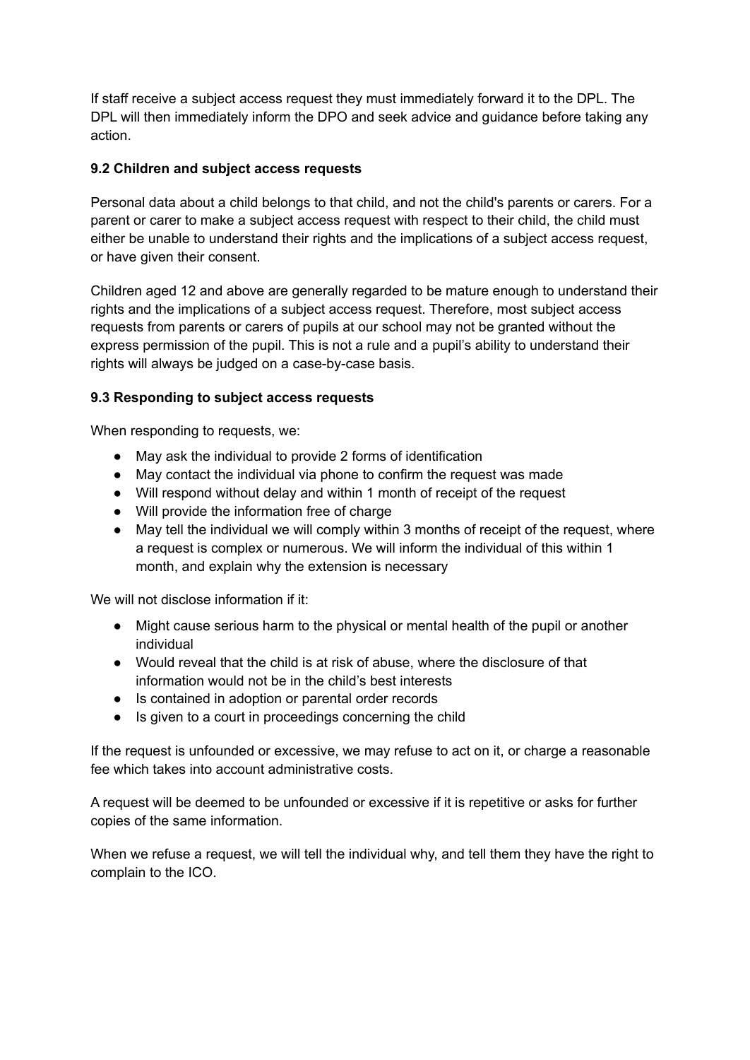If staff receive a subject access request they must immediately forward it to the DPL. The DPL will then immediately inform the DPO and seek advice and guidance before taking any action.

### 9.2 Children and subject access requests

Personal data about a child belongs to that child, and not the child's parents or carers. For a parent or carer to make a subject access request with respect to their child, the child must either be unable to understand their rights and the implications of a subject access request, or have given their consent.

Children aged 12 and above are generally regarded to be mature enough to understand their rights and the implications of a subject access request. Therefore, most subject access requests from parents or carers of pupils at our school may not be granted without the express permission of the pupil. This is not a rule and a pupil's ability to understand their rights will always be judged on a case-by-case basis.

### 9.3 Responding to subject access requests

When responding to requests, we:

- May ask the individual to provide 2 forms of identification
- May contact the individual via phone to confirm the request was made
- Will respond without delay and within 1 month of receipt of the request
- Will provide the information free of charge
- May tell the individual we will comply within 3 months of receipt of the request, where a request is complex or numerous. We will inform the individual of this within 1 month, and explain why the extension is necessary

We will not disclose information if it:

- Might cause serious harm to the physical or mental health of the pupil or another individual
- Would reveal that the child is at risk of abuse, where the disclosure of that information would not be in the child's best interests
- Is contained in adoption or parental order records
- Is given to a court in proceedings concerning the child

If the request is unfounded or excessive, we may refuse to act on it, or charge a reasonable fee which takes into account administrative costs.

A request will be deemed to be unfounded or excessive if it is repetitive or asks for further copies of the same information.

When we refuse a request, we will tell the individual why, and tell them they have the right to complain to the ICO.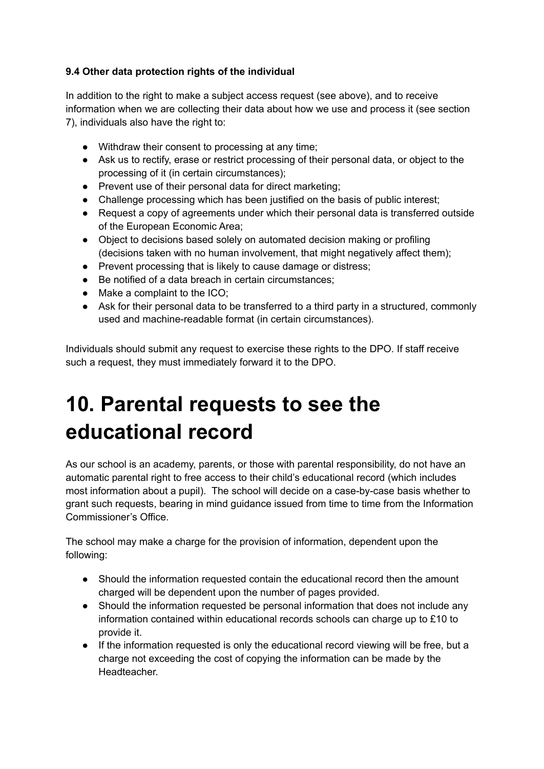**9.4 Other data protection rights of the individual**

In addition to the right to make a subject access request (see above), and to receive information when we are collecting their data about how we use and process it (see section 7), individuals also have the right to:

- Withdraw their consent to processing at any time;
- Ask us to rectify, erase or restrict processing of their personal data, or object to the processing of it (in certain circumstances);
- Prevent use of their personal data for direct marketing;
- Challenge processing which has been justified on the basis of public interest;
- Request a copy of agreements under which their personal data is transferred outside of the European Economic Area;
- Object to decisions based solely on automated decision making or profiling (decisions taken with no human involvement, that might negatively affect them);
- Prevent processing that is likely to cause damage or distress;
- Be notified of a data breach in certain circumstances;
- Make a complaint to the ICO;
- Ask for their personal data to be transferred to a third party in a structured, commonly used and machine-readable format (in certain circumstances).

Individuals should submit any request to exercise these rights to the DPO. If staff receive such a request, they must immediately forward it to the DPO.

# 10. Parental requests to see the educational record

As our school is an academy, parents, or those with parental responsibility, do not have an automatic parental right to free access to their child's educational record (which includes most information about a pupil). The school will decide on a case-by-case basis whether to grant such requests, bearing in mind guidance issued from time to time from the Information Commissioner's Office.

The school may make a charge for the provision of information, dependent upon the following:

- Should the information requested contain the educational record then the amount charged will be dependent upon the number of pages provided.
- Should the information requested be personal information that does not include any information contained within educational records schools can charge up to £10 to provide it.
- If the information requested is only the educational record viewing will be free, but a charge not exceeding the cost of copying the information can be made by the Headteacher.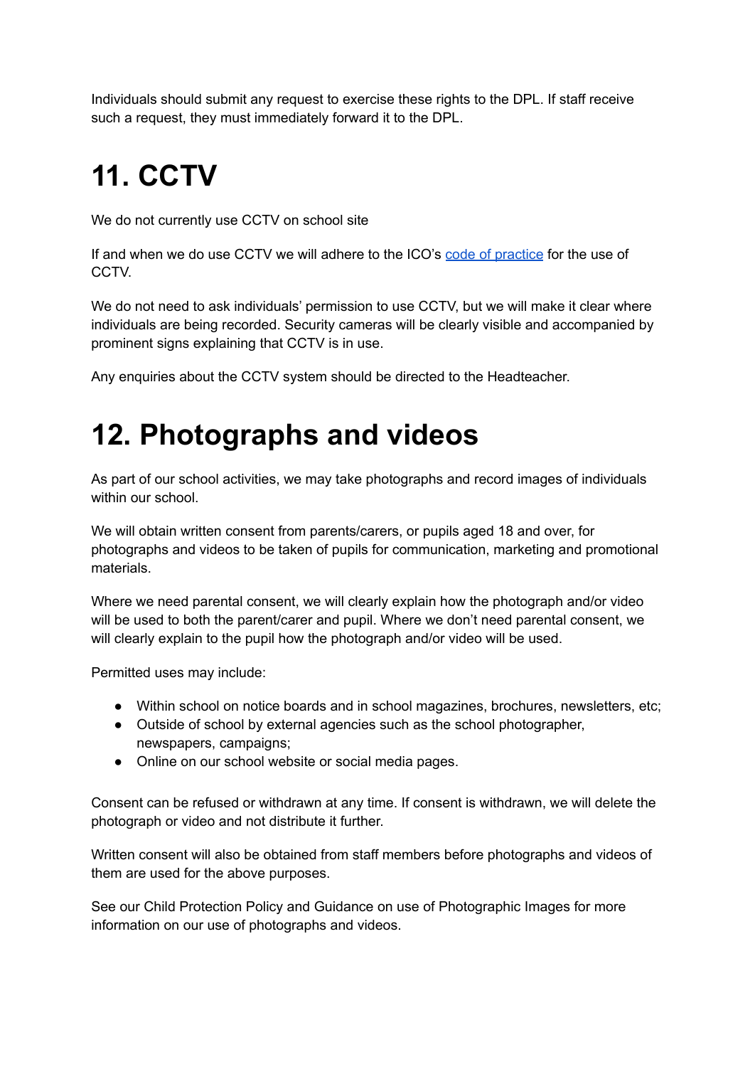Individuals should submit any request to exercise these rights to the DPL. If staff receive such a request, they must immediately forward it to the DPL.

# 11. CCTV

We do not currently use CCTV on school site

If and when we do use CCTV we will adhere to the ICO's code of practice for the use of CCTV.

We do not need to ask individuals' permission to use CCTV, but we will make it clear where individuals are being recorded. Security cameras will be clearly visible and accompanied by prominent signs explaining that CCTV is in use.

Any enquiries about the CCTV system should be directed to the Headteacher.

# 12. Photographs and videos

As part of our school activities, we may take photographs and record images of individuals within our school.

We will obtain written consent from parents/carers, or pupils aged 18 and over, for photographs and videos to be taken of pupils for communication, marketing and promotional materials.

Where we need parental consent, we will clearly explain how the photograph and/or video will be used to both the parent/carer and pupil. Where we don't need parental consent, we will clearly explain to the pupil how the photograph and/or video will be used.

Permitted uses may include:

- Within school on notice boards and in school magazines, brochures, newsletters, etc;
- Outside of school by external agencies such as the school photographer, newspapers, campaigns;
- Online on our school website or social media pages.

Consent can be refused or withdrawn at any time. If consent is withdrawn, we will delete the photograph or video and not distribute it further.

Written consent will also be obtained from staff members before photographs and videos of them are used for the above purposes.

See our Child Protection Policy and Guidance on use of Photographic Images for more information on our use of photographs and videos.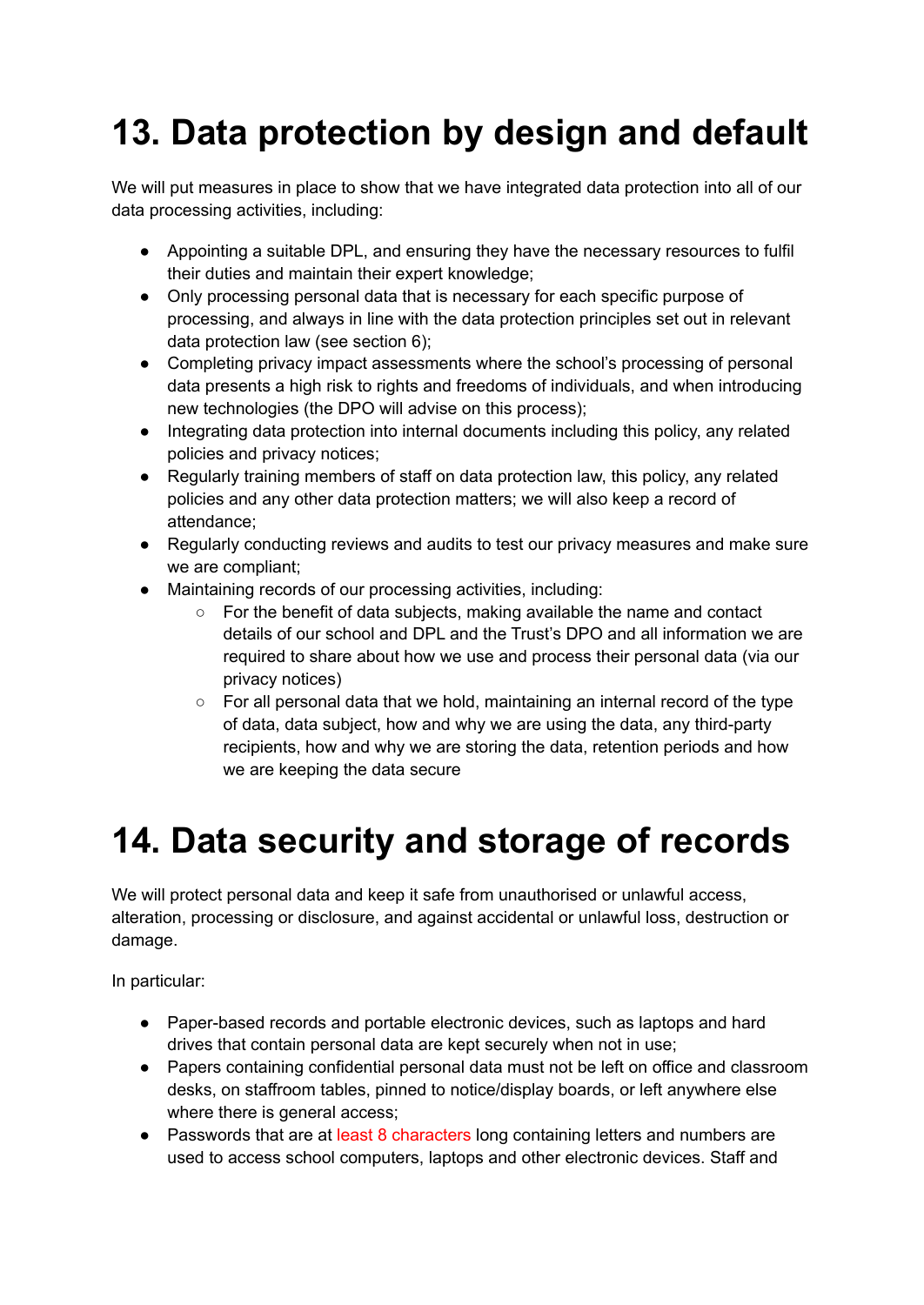# 13. Data protection by design and default

We will put measures in place to show that we have integrated data protection into all of our data processing activities, including:

- Appointing a suitable DPL, and ensuring they have the necessary resources to fulfil their duties and maintain their expert knowledge;
- Only processing personal data that is necessary for each specific purpose of processing, and always in line with the data protection principles set out in relevant data protection law (see section 6);
- Completing privacy impact assessments where the school's processing of personal data presents a high risk to rights and freedoms of individuals, and when introducing new technologies (the DPO will advise on this process);
- Integrating data protection into internal documents including this policy, any related policies and privacy notices;
- Regularly training members of staff on data protection law, this policy, any related policies and any other data protection matters; we will also keep a record of attendance;
- Regularly conducting reviews and audits to test our privacy measures and make sure we are compliant;
- Maintaining records of our processing activities, including:
    - For the benefit of data subjects, making available the name and contact details of our school and DPL and the Trust's DPO and all information we are required to share about how we use and process their personal data (via our privacy notices)
    - For all personal data that we hold, maintaining an internal record of the type of data, data subject, how and why we are using the data, any third-party recipients, how and why we are storing the data, retention periods and how we are keeping the data secure

# 14. Data security and storage of records

We will protect personal data and keep it safe from unauthorised or unlawful access, alteration, processing or disclosure, and against accidental or unlawful loss, destruction or damage.

In particular:

- Paper-based records and portable electronic devices, such as laptops and hard drives that contain personal data are kept securely when not in use;
- Papers containing confidential personal data must not be left on office and classroom desks, on staffroom tables, pinned to notice/display boards, or left anywhere else where there is general access;
- Passwords that are at least 8 characters long containing letters and numbers are used to access school computers, laptops and other electronic devices. Staff and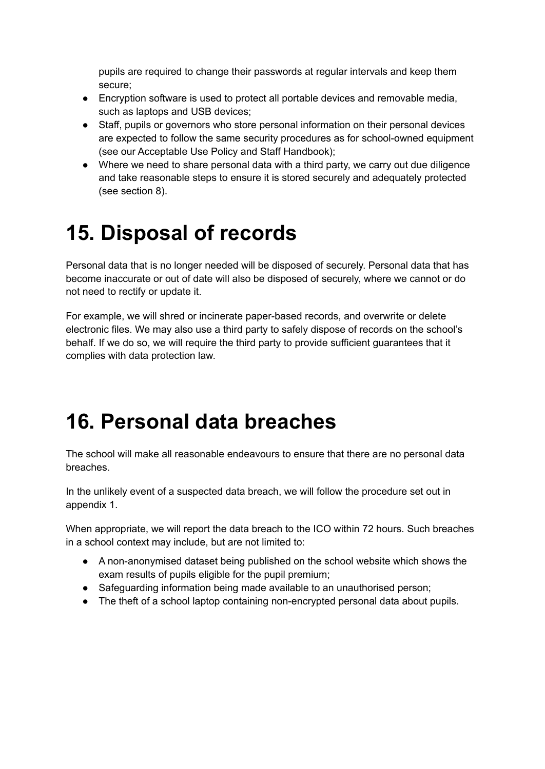pupils are required to change their passwords at regular intervals and keep them secure;

- Encryption software is used to protect all portable devices and removable media, such as laptops and USB devices;
- Staff, pupils or governors who store personal information on their personal devices are expected to follow the same security procedures as for school-owned equipment (see our Acceptable Use Policy and Staff Handbook);
- Where we need to share personal data with a third party, we carry out due diligence and take reasonable steps to ensure it is stored securely and adequately protected (see section 8).

# 15. Disposal of records

Personal data that is no longer needed will be disposed of securely. Personal data that has become inaccurate or out of date will also be disposed of securely, where we cannot or do not need to rectify or update it.

For example, we will shred or incinerate paper-based records, and overwrite or delete electronic files. We may also use a third party to safely dispose of records on the school's behalf. If we do so, we will require the third party to provide sufficient guarantees that it complies with data protection law.

# 16. Personal data breaches

The school will make all reasonable endeavours to ensure that there are no personal data breaches.

In the unlikely event of a suspected data breach, we will follow the procedure set out in appendix 1.

When appropriate, we will report the data breach to the ICO within 72 hours. Such breaches in a school context may include, but are not limited to:

- A non-anonymised dataset being published on the school website which shows the exam results of pupils eligible for the pupil premium;
- Safeguarding information being made available to an unauthorised person;
- The theft of a school laptop containing non-encrypted personal data about pupils.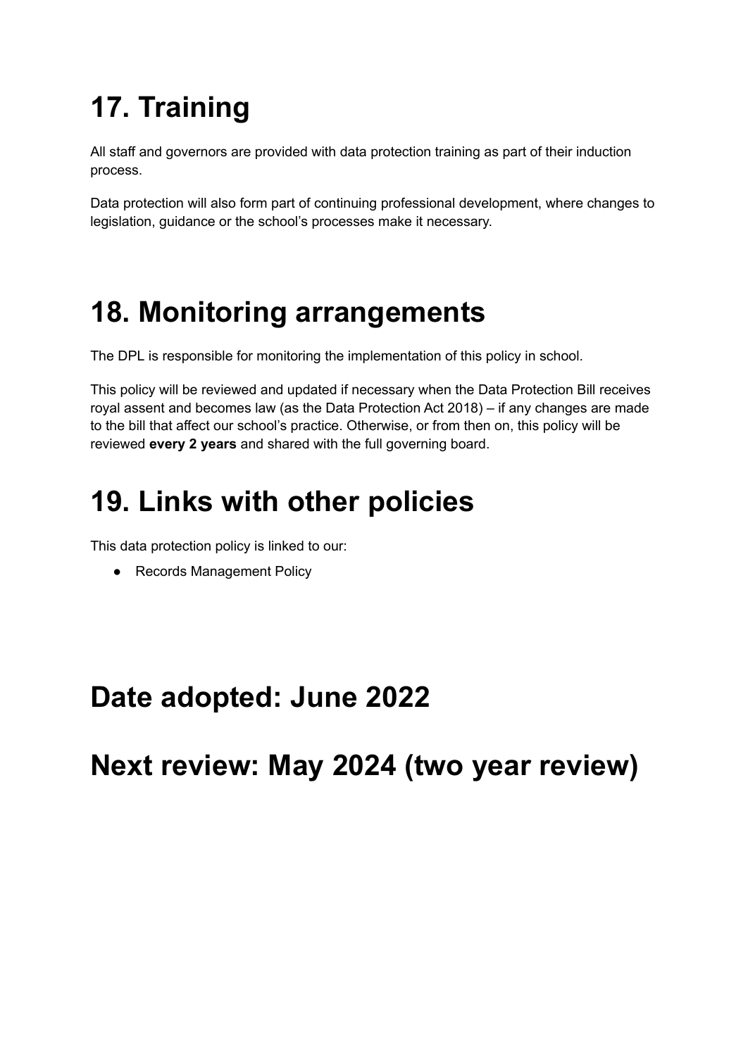# 17. Training

All staff and governors are provided with data protection training as part of their induction process.

Data protection will also form part of continuing professional development, where changes to legislation, guidance or the school's processes make it necessary.

# 18. Monitoring arrangements

The DPL is responsible for monitoring the implementation of this policy in school.

This policy will be reviewed and updated if necessary when the Data Protection Bill receives royal assent and becomes law (as the Data Protection Act 2018) – if any changes are made to the bill that affect our school's practice. Otherwise, or from then on, this policy will be reviewed **every 2 years** and shared with the full governing board.

# 19. Links with other policies

This data protection policy is linked to our:

- Records Management Policy

## Date adopted: June 2022

## Next review: May 2024 (two year review)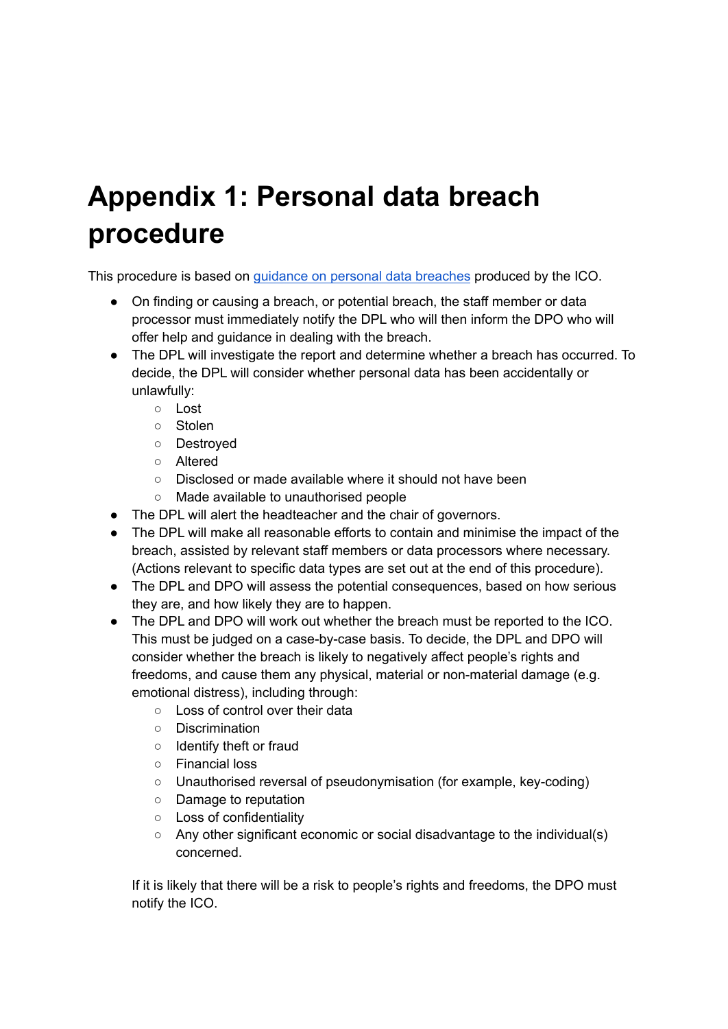# Appendix 1: Personal data breach procedure

This procedure is based on [guidance on personal data breaches]() produced by the ICO.

- On finding or causing a breach, or potential breach, the staff member or data processor must immediately notify the DPL who will then inform the DPO who will offer help and guidance in dealing with the breach.
- The DPL will investigate the report and determine whether a breach has occurred. To decide, the DPL will consider whether personal data has been accidentally or unlawfully:
  - Lost
  - Stolen
  - Destroyed
  - Altered
  - Disclosed or made available where it should not have been
  - Made available to unauthorised people
- The DPL will alert the headteacher and the chair of governors.
- The DPL will make all reasonable efforts to contain and minimise the impact of the breach, assisted by relevant staff members or data processors where necessary. (Actions relevant to specific data types are set out at the end of this procedure).
- The DPL and DPO will assess the potential consequences, based on how serious they are, and how likely they are to happen.
- The DPL and DPO will work out whether the breach must be reported to the ICO. This must be judged on a case-by-case basis. To decide, the DPL and DPO will consider whether the breach is likely to negatively affect people's rights and freedoms, and cause them any physical, material or non-material damage (e.g. emotional distress), including through:
  - Loss of control over their data
  - Discrimination
  - Identify theft or fraud
  - Financial loss
  - Unauthorised reversal of pseudonymisation (for example, key-coding)
  - Damage to reputation
  - Loss of confidentiality
  - Any other significant economic or social disadvantage to the individual(s) concerned.

  If it is likely that there will be a risk to people's rights and freedoms, the DPO must notify the ICO.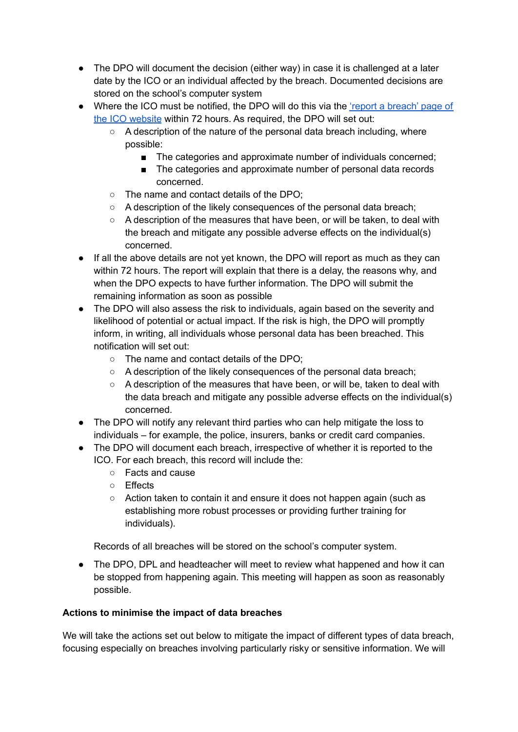- The DPO will document the decision (either way) in case it is challenged at a later date by the ICO or an individual affected by the breach. Documented decisions are stored on the school's computer system
- Where the ICO must be notified, the DPO will do this via the ['report a breach' page of the ICO website]() within 72 hours. As required, the DPO will set out:
    - A description of the nature of the personal data breach including, where possible:
        - The categories and approximate number of individuals concerned;
        - The categories and approximate number of personal data records concerned.
    - The name and contact details of the DPO;
    - A description of the likely consequences of the personal data breach;
    - A description of the measures that have been, or will be taken, to deal with the breach and mitigate any possible adverse effects on the individual(s) concerned.
- If all the above details are not yet known, the DPO will report as much as they can within 72 hours. The report will explain that there is a delay, the reasons why, and when the DPO expects to have further information. The DPO will submit the remaining information as soon as possible
- The DPO will also assess the risk to individuals, again based on the severity and likelihood of potential or actual impact. If the risk is high, the DPO will promptly inform, in writing, all individuals whose personal data has been breached. This notification will set out:
    - The name and contact details of the DPO;
    - A description of the likely consequences of the personal data breach;
    - A description of the measures that have been, or will be, taken to deal with the data breach and mitigate any possible adverse effects on the individual(s) concerned.
- The DPO will notify any relevant third parties who can help mitigate the loss to individuals – for example, the police, insurers, banks or credit card companies.
- The DPO will document each breach, irrespective of whether it is reported to the ICO. For each breach, this record will include the:
    - Facts and cause
    - Effects
    - Action taken to contain it and ensure it does not happen again (such as establishing more robust processes or providing further training for individuals).

  Records of all breaches will be stored on the school's computer system.

- The DPO, DPL and headteacher will meet to review what happened and how it can be stopped from happening again. This meeting will happen as soon as reasonably possible.

**Actions to minimise the impact of data breaches**

We will take the actions set out below to mitigate the impact of different types of data breach, focusing especially on breaches involving particularly risky or sensitive information. We will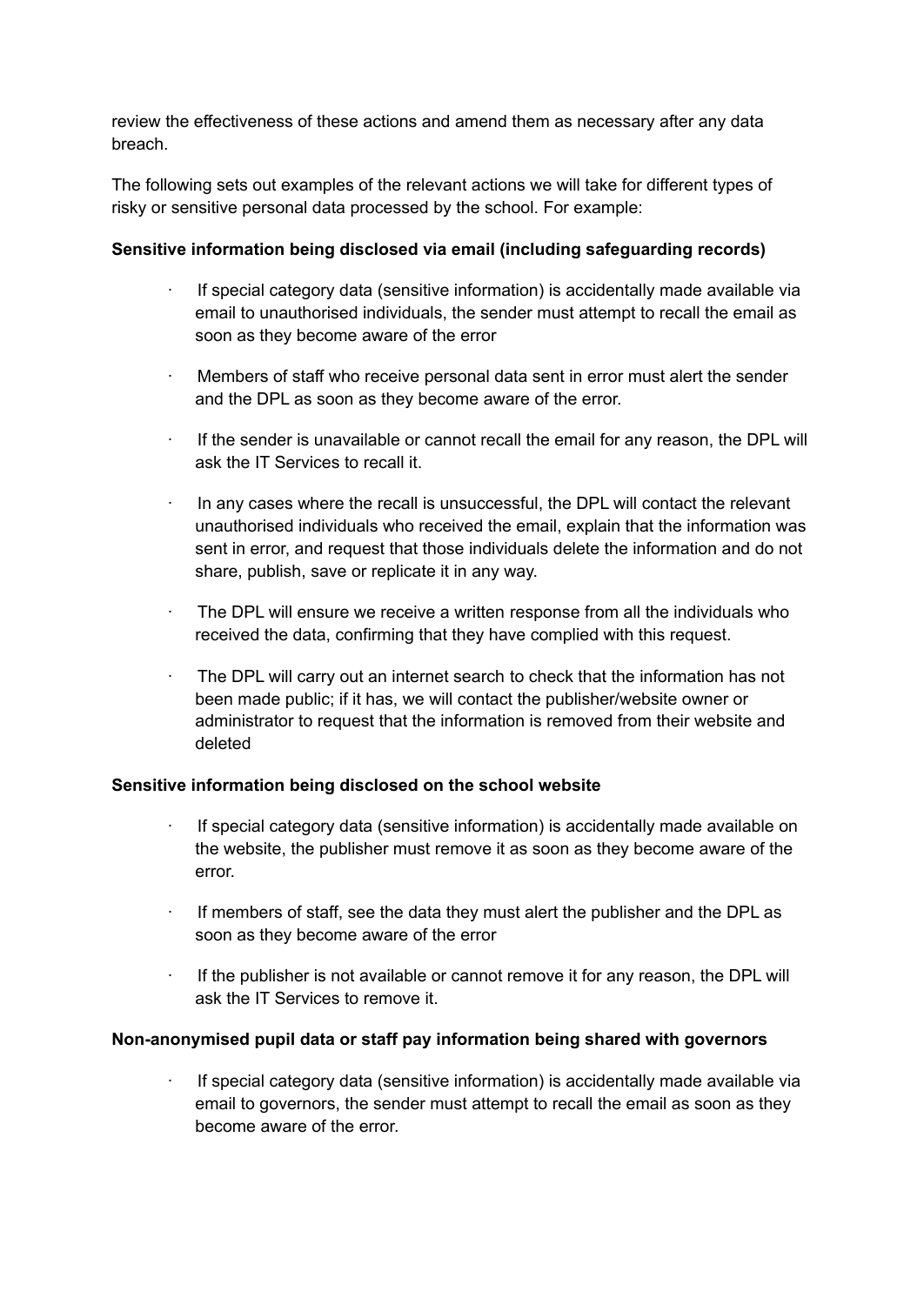review the effectiveness of these actions and amend them as necessary after any data breach.

The following sets out examples of the relevant actions we will take for different types of risky or sensitive personal data processed by the school. For example:

**Sensitive information being disclosed via email (including safeguarding records)**

- If special category data (sensitive information) is accidentally made available via email to unauthorised individuals, the sender must attempt to recall the email as soon as they become aware of the error
- Members of staff who receive personal data sent in error must alert the sender and the DPL as soon as they become aware of the error.
- If the sender is unavailable or cannot recall the email for any reason, the DPL will ask the IT Services to recall it.
- In any cases where the recall is unsuccessful, the DPL will contact the relevant unauthorised individuals who received the email, explain that the information was sent in error, and request that those individuals delete the information and do not share, publish, save or replicate it in any way.
- The DPL will ensure we receive a written response from all the individuals who received the data, confirming that they have complied with this request.
- The DPL will carry out an internet search to check that the information has not been made public; if it has, we will contact the publisher/website owner or administrator to request that the information is removed from their website and deleted

**Sensitive information being disclosed on the school website**

- If special category data (sensitive information) is accidentally made available on the website, the publisher must remove it as soon as they become aware of the error.
- If members of staff, see the data they must alert the publisher and the DPL as soon as they become aware of the error
- If the publisher is not available or cannot remove it for any reason, the DPL will ask the IT Services to remove it.

**Non-anonymised pupil data or staff pay information being shared with governors**

- If special category data (sensitive information) is accidentally made available via email to governors, the sender must attempt to recall the email as soon as they become aware of the error.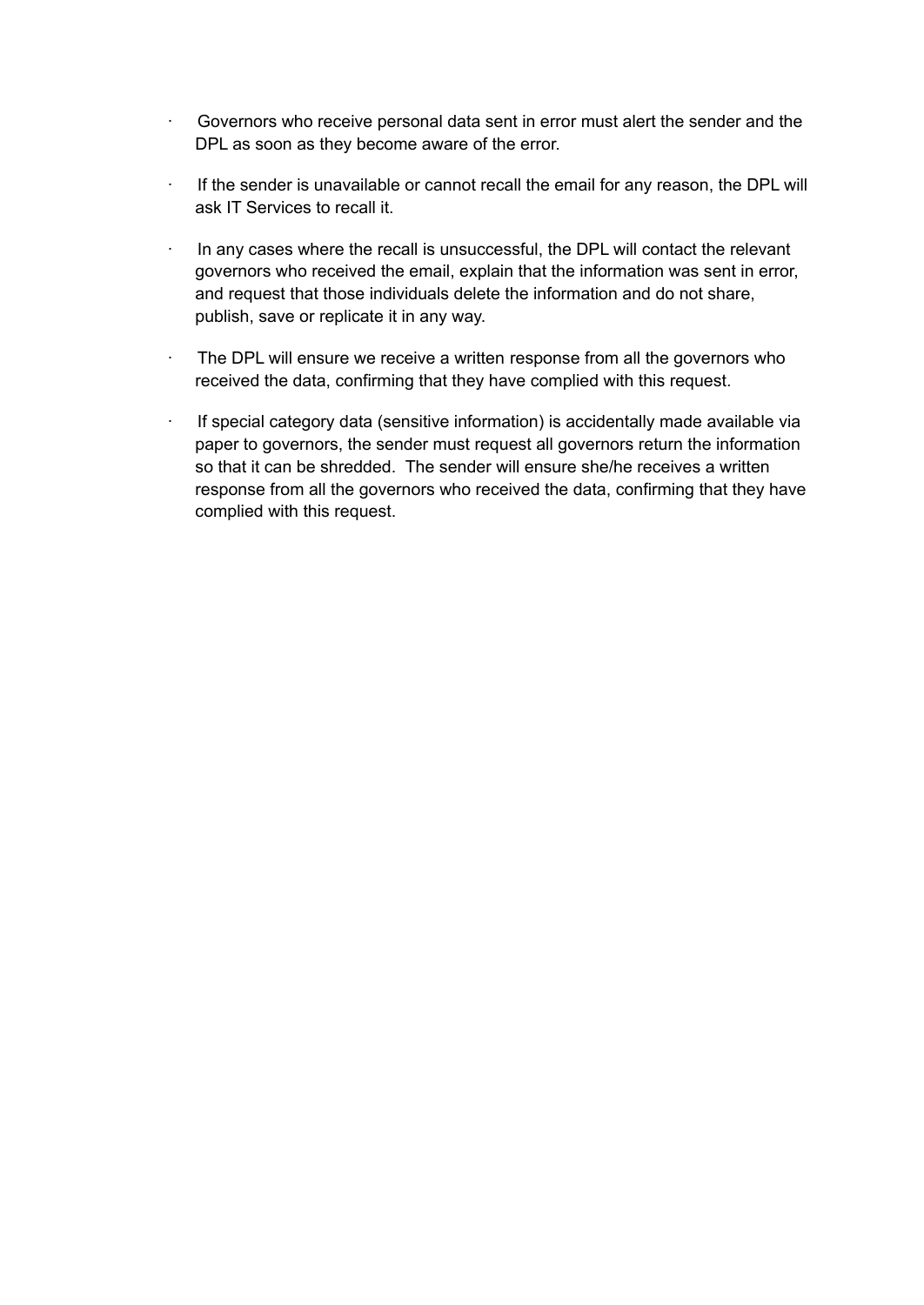- Governors who receive personal data sent in error must alert the sender and the DPL as soon as they become aware of the error.

- If the sender is unavailable or cannot recall the email for any reason, the DPL will ask IT Services to recall it.

- In any cases where the recall is unsuccessful, the DPL will contact the relevant governors who received the email, explain that the information was sent in error, and request that those individuals delete the information and do not share, publish, save or replicate it in any way.

- The DPL will ensure we receive a written response from all the governors who received the data, confirming that they have complied with this request.

- If special category data (sensitive information) is accidentally made available via paper to governors, the sender must request all governors return the information so that it can be shredded.  The sender will ensure she/he receives a written response from all the governors who received the data, confirming that they have complied with this request.